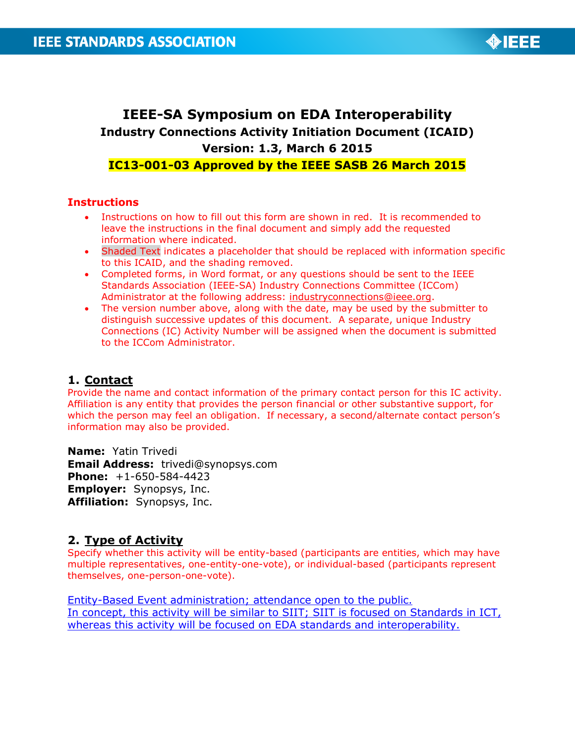# IEEE-SA Symposium on EDA Interoperability

## Industry Connections Activity Initiation Document (ICAID)

**Version: 1.3, March 6 2015**

**IC13-001-03 Approved by the IEEE SASB 26 March 2015**

### Instructions

- Instructions on how to fill out this form are shown in red. It is recommended to leave the instructions in the final document and simply add the requested information where indicated.
- Shaded Text indicates a placeholder that should be replaced with information specific to this ICAID, and the shading removed.
- Completed forms, in Word format, or any questions should be sent to the IEEE Standards Association (IEEE-SA) Industry Connections Committee (ICCom) Administrator at the following address: industryconnections@ieee.org.
- The version number above, along with the date, may be used by the submitter to distinguish successive updates of this document. A separate, unique Industry Connections (IC) Activity Number will be assigned when the document is submitted to the ICCom Administrator.

## 1. Contact

Provide the name and contact information of the primary contact person for this IC activity. Affiliation is any entity that provides the person financial or other substantive support, for which the person may feel an obligation. If necessary, a second/alternate contact person's information may also be provided.

**Name:** Yatin Trivedi
**Email Address:** trivedi@synopsys.com
**Phone:** +1-650-584-4423
**Employer:** Synopsys, Inc.
**Affiliation:** Synopsys, Inc.

## 2. Type of Activity

Specify whether this activity will be entity-based (participants are entities, which may have multiple representatives, one-entity-one-vote), or individual-based (participants represent themselves, one-person-one-vote).

Entity-Based Event administration; attendance open to the public.
In concept, this activity will be similar to SIIT; SIIT is focused on Standards in ICT, whereas this activity will be focused on EDA standards and interoperability.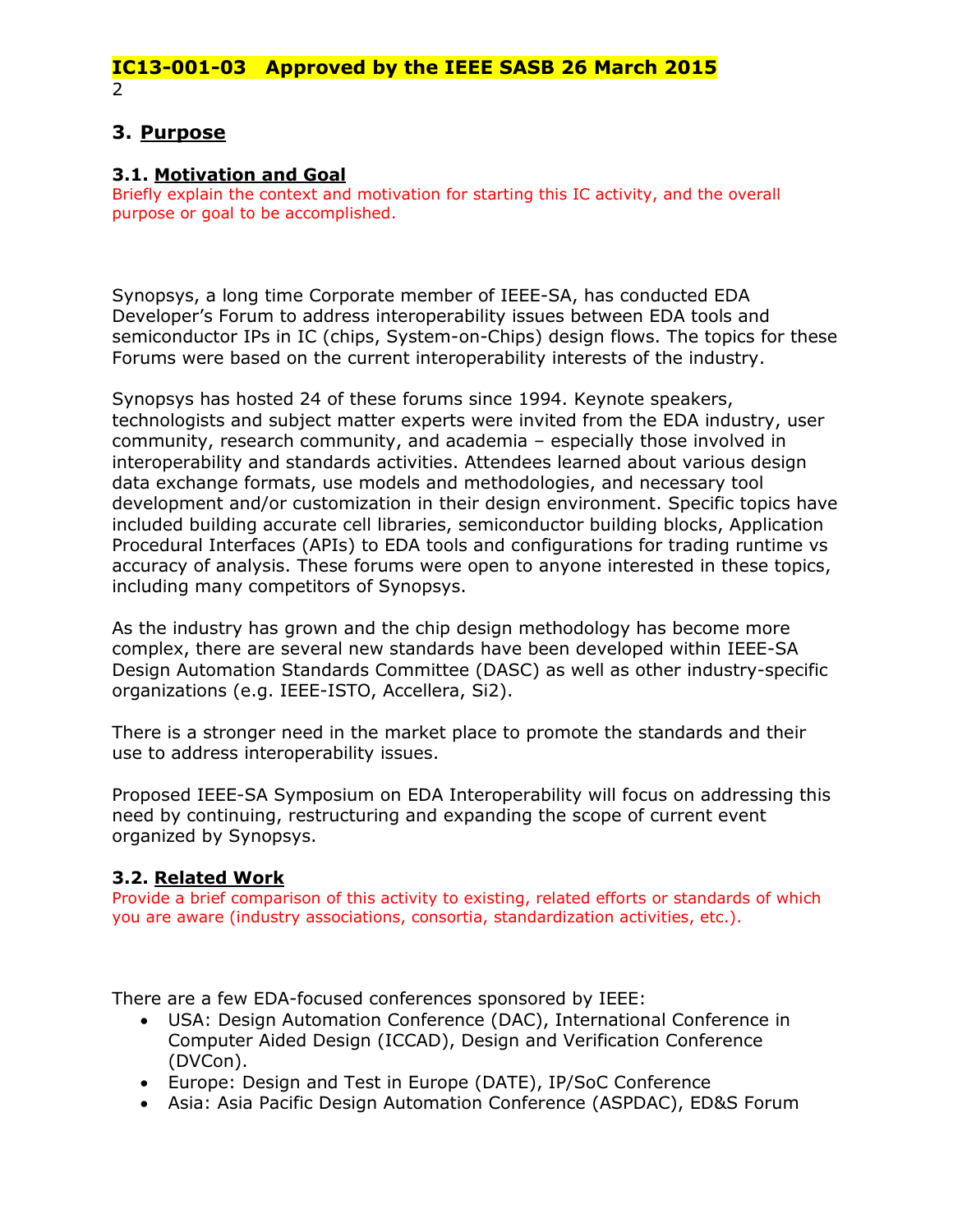## 3. Purpose

### 3.1. Motivation and Goal

Briefly explain the context and motivation for starting this IC activity, and the overall purpose or goal to be accomplished.

Synopsys, a long time Corporate member of IEEE-SA, has conducted EDA Developer's Forum to address interoperability issues between EDA tools and semiconductor IPs in IC (chips, System-on-Chips) design flows. The topics for these Forums were based on the current interoperability interests of the industry.

Synopsys has hosted 24 of these forums since 1994. Keynote speakers, technologists and subject matter experts were invited from the EDA industry, user community, research community, and academia – especially those involved in interoperability and standards activities. Attendees learned about various design data exchange formats, use models and methodologies, and necessary tool development and/or customization in their design environment. Specific topics have included building accurate cell libraries, semiconductor building blocks, Application Procedural Interfaces (APIs) to EDA tools and configurations for trading runtime vs accuracy of analysis. These forums were open to anyone interested in these topics, including many competitors of Synopsys.

As the industry has grown and the chip design methodology has become more complex, there are several new standards have been developed within IEEE-SA Design Automation Standards Committee (DASC) as well as other industry-specific organizations (e.g. IEEE-ISTO, Accellera, Si2).

There is a stronger need in the market place to promote the standards and their use to address interoperability issues.

Proposed IEEE-SA Symposium on EDA Interoperability will focus on addressing this need by continuing, restructuring and expanding the scope of current event organized by Synopsys.

### 3.2. Related Work

Provide a brief comparison of this activity to existing, related efforts or standards of which you are aware (industry associations, consortia, standardization activities, etc.).

There are a few EDA-focused conferences sponsored by IEEE:

- USA: Design Automation Conference (DAC), International Conference in Computer Aided Design (ICCAD), Design and Verification Conference (DVCon).
- Europe: Design and Test in Europe (DATE), IP/SoC Conference
- Asia: Asia Pacific Design Automation Conference (ASPDAC), ED&S Forum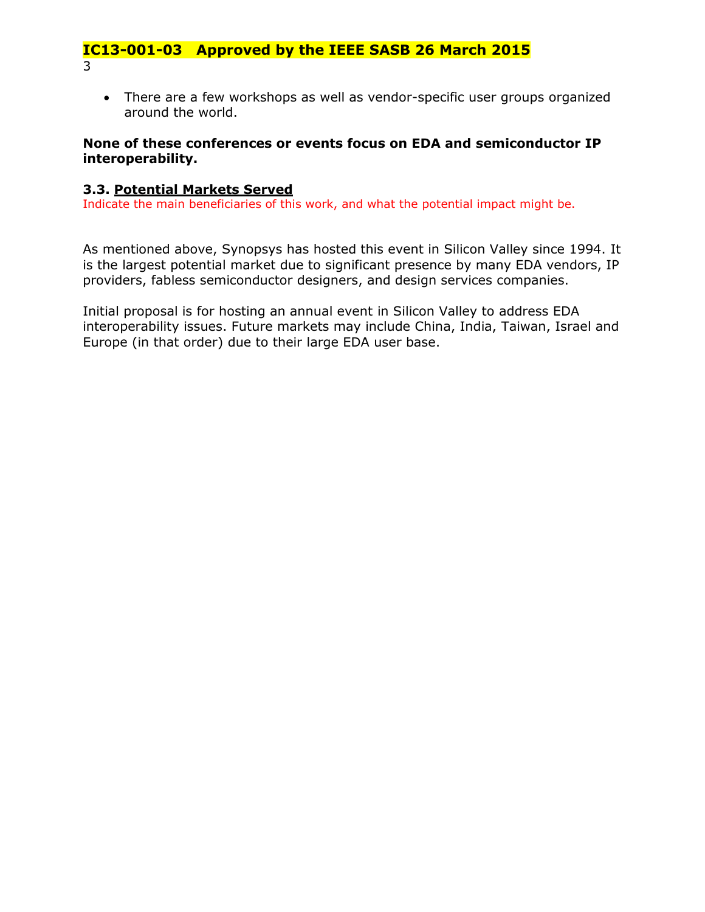- There are a few workshops as well as vendor-specific user groups organized around the world.

**None of these conferences or events focus on EDA and semiconductor IP interoperability.**

### 3.3. Potential Markets Served

Indicate the main beneficiaries of this work, and what the potential impact might be.

As mentioned above, Synopsys has hosted this event in Silicon Valley since 1994. It is the largest potential market due to significant presence by many EDA vendors, IP providers, fabless semiconductor designers, and design services companies.

Initial proposal is for hosting an annual event in Silicon Valley to address EDA interoperability issues. Future markets may include China, India, Taiwan, Israel and Europe (in that order) due to their large EDA user base.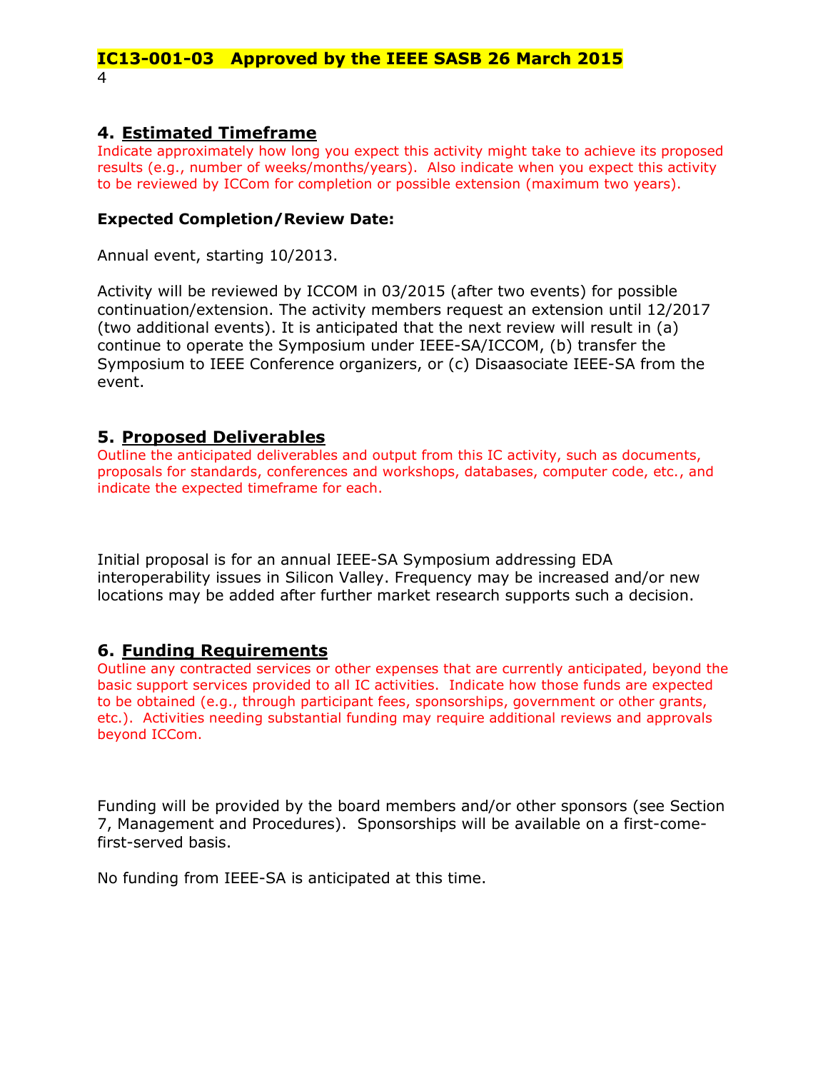## 4. Estimated Timeframe

Indicate approximately how long you expect this activity might take to achieve its proposed results (e.g., number of weeks/months/years). Also indicate when you expect this activity to be reviewed by ICCom for completion or possible extension (maximum two years).

**Expected Completion/Review Date:**

Annual event, starting 10/2013.

Activity will be reviewed by ICCOM in 03/2015 (after two events) for possible continuation/extension. The activity members request an extension until 12/2017 (two additional events). It is anticipated that the next review will result in (a) continue to operate the Symposium under IEEE-SA/ICCOM, (b) transfer the Symposium to IEEE Conference organizers, or (c) Disaasociate IEEE-SA from the event.

## 5. Proposed Deliverables

Outline the anticipated deliverables and output from this IC activity, such as documents, proposals for standards, conferences and workshops, databases, computer code, etc., and indicate the expected timeframe for each.

Initial proposal is for an annual IEEE-SA Symposium addressing EDA interoperability issues in Silicon Valley. Frequency may be increased and/or new locations may be added after further market research supports such a decision.

## 6. Funding Requirements

Outline any contracted services or other expenses that are currently anticipated, beyond the basic support services provided to all IC activities. Indicate how those funds are expected to be obtained (e.g., through participant fees, sponsorships, government or other grants, etc.). Activities needing substantial funding may require additional reviews and approvals beyond ICCom.

Funding will be provided by the board members and/or other sponsors (see Section 7, Management and Procedures). Sponsorships will be available on a first-come-first-served basis.

No funding from IEEE-SA is anticipated at this time.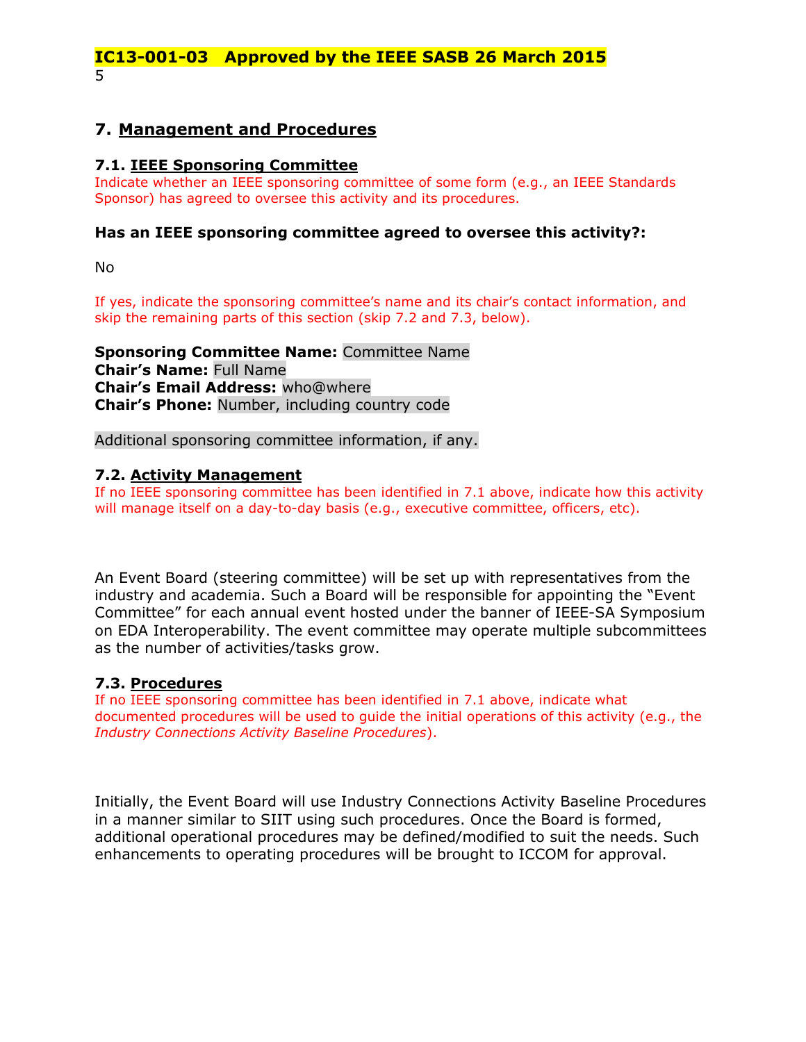## 7. Management and Procedures

### 7.1. IEEE Sponsoring Committee

Indicate whether an IEEE sponsoring committee of some form (e.g., an IEEE Standards Sponsor) has agreed to oversee this activity and its procedures.

**Has an IEEE sponsoring committee agreed to oversee this activity?:**

No

If yes, indicate the sponsoring committee's name and its chair's contact information, and skip the remaining parts of this section (skip 7.2 and 7.3, below).

**Sponsoring Committee Name:** Committee Name
**Chair's Name:** Full Name
**Chair's Email Address:** who@where
**Chair's Phone:** Number, including country code

Additional sponsoring committee information, if any.

### 7.2. Activity Management

If no IEEE sponsoring committee has been identified in 7.1 above, indicate how this activity will manage itself on a day-to-day basis (e.g., executive committee, officers, etc).

An Event Board (steering committee) will be set up with representatives from the industry and academia. Such a Board will be responsible for appointing the "Event Committee" for each annual event hosted under the banner of IEEE-SA Symposium on EDA Interoperability. The event committee may operate multiple subcommittees as the number of activities/tasks grow.

### 7.3. Procedures

If no IEEE sponsoring committee has been identified in 7.1 above, indicate what documented procedures will be used to guide the initial operations of this activity (e.g., the *Industry Connections Activity Baseline Procedures*).

Initially, the Event Board will use Industry Connections Activity Baseline Procedures in a manner similar to SIIT using such procedures. Once the Board is formed, additional operational procedures may be defined/modified to suit the needs. Such enhancements to operating procedures will be brought to ICCOM for approval.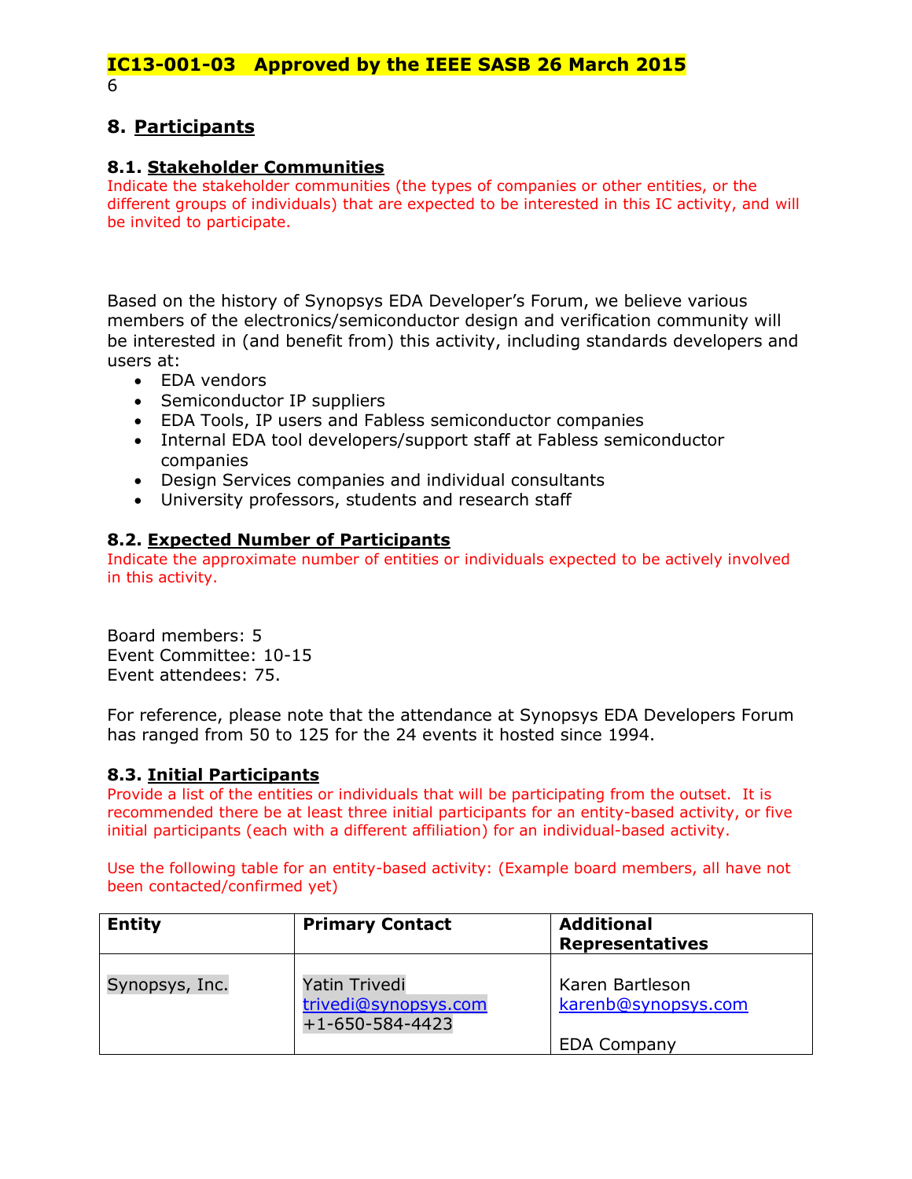**IC13-001-03 Approved by the IEEE SASB 26 March 2015**

## 8. Participants

### 8.1. Stakeholder Communities

Indicate the stakeholder communities (the types of companies or other entities, or the different groups of individuals) that are expected to be interested in this IC activity, and will be invited to participate.

Based on the history of Synopsys EDA Developer's Forum, we believe various members of the electronics/semiconductor design and verification community will be interested in (and benefit from) this activity, including standards developers and users at:

- EDA vendors
- Semiconductor IP suppliers
- EDA Tools, IP users and Fabless semiconductor companies
- Internal EDA tool developers/support staff at Fabless semiconductor companies
- Design Services companies and individual consultants
- University professors, students and research staff

### 8.2. Expected Number of Participants

Indicate the approximate number of entities or individuals expected to be actively involved in this activity.

Board members: 5
Event Committee: 10-15
Event attendees: 75.

For reference, please note that the attendance at Synopsys EDA Developers Forum has ranged from 50 to 125 for the 24 events it hosted since 1994.

### 8.3. Initial Participants

Provide a list of the entities or individuals that will be participating from the outset. It is recommended there be at least three initial participants for an entity-based activity, or five initial participants (each with a different affiliation) for an individual-based activity.

Use the following table for an entity-based activity: (Example board members, all have not been contacted/confirmed yet)

| Entity | Primary Contact | Additional Representatives |
| --- | --- | --- |
| Synopsys, Inc. | Yatin Trivedi<br>trivedi@synopsys.com<br>+1-650-584-4423 | Karen Bartleson<br>karenb@synopsys.com<br><br>EDA Company |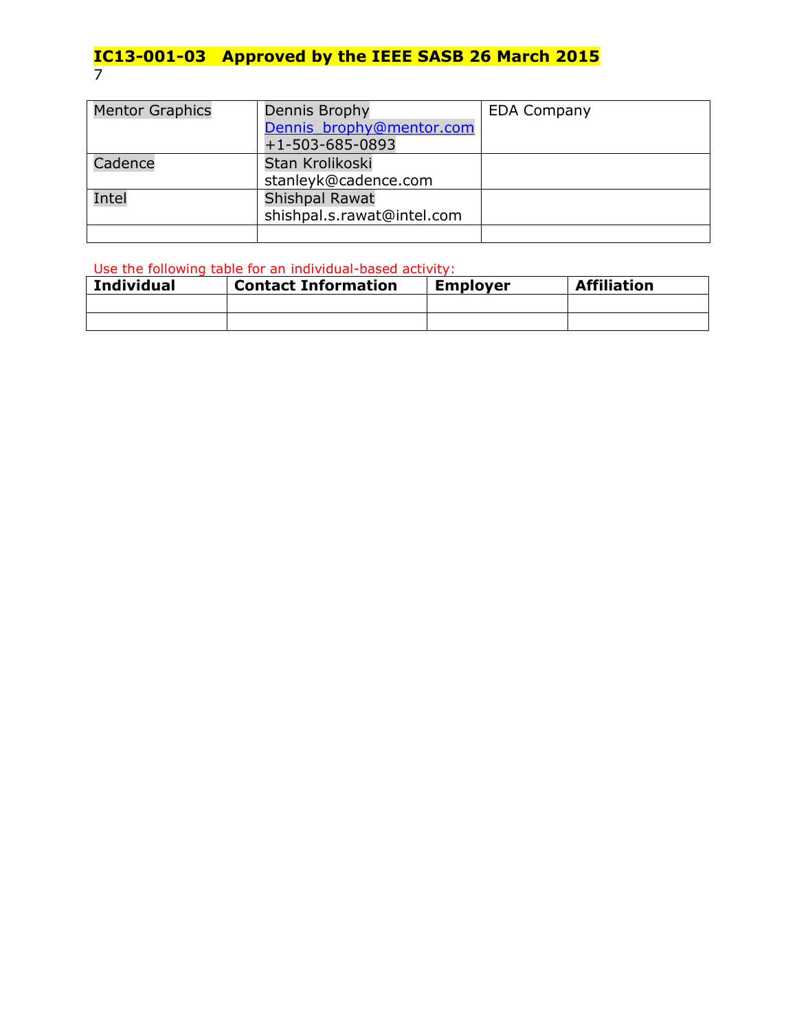**IC13-001-03 Approved by the IEEE SASB 26 March 2015**

| | | |
|---|---|---|
| Mentor Graphics | Dennis Brophy<br>Dennis_brophy@mentor.com<br>+1-503-685-0893 | EDA Company |
| Cadence | Stan Krolikoski<br>stanleyk@cadence.com | |
| Intel | Shishpal Rawat<br>shishpal.s.rawat@intel.com | |
| | | |

Use the following table for an individual-based activity:

| Individual | Contact Information | Employer | Affiliation |
|---|---|---|---|
| | | | |
| | | | |